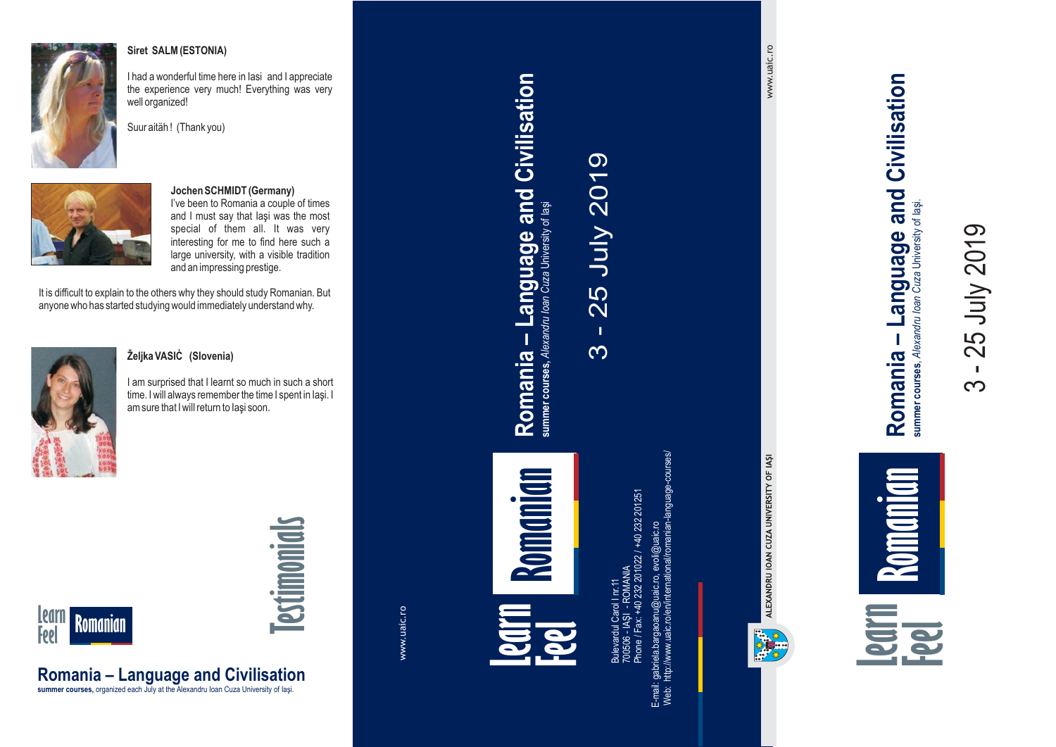## Testimonials

**Siret SALM (ESTONIA)**

I had a wonderful time here in Iasi and I appreciate the experience very much! Everything was very well organized!

Suur aitäh ! (Thank you)

**Jochen SCHMIDT (Germany)**

I've been to Romania a couple of times and I must say that Iaşi was the most special of them all. It was very interesting for me to find here such a large university, with a visible tradition and an impressing prestige.

It is difficult to explain to the others why they should study Romanian. But anyone who has started studying would immediately understand why.

**Željka VASIĊ (Slovenia)**

I am surprised that I learnt so much in such a short time. I will always remember the time I spent in Iaşi. I am sure that I will return to Iaşi soon.

Learn Feel Romanian

**Romania – Language and Civilisation**

**summer courses,** organized each July at the Alexandru Ioan Cuza University of Iaşi.

---

www.uaic.ro

Learn Feel Romanian

# Romania – Language and Civilisation

**summer courses**, *Alexandru Ioan Cuza* University of Iaşi

## 3 - 25 July 2019

Bulevardul Carol I nr.11
700506 - IAŞI - ROMANIA
Phone / Fax: +40 232 201022 / +40 232 201251
E-mail: gabriela.bargaoanu@uaic.ro, evoli@uaic.ro
Web: http://www.uaic.ro/en/international/romanian-language-courses/

---

ALEXANDRU IOAN CUZA UNIVERSITY OF IAŞI

www.uaic.ro

# Romania – Language and Civilisation

**summer courses**, *Alexandru Ioan Cuza* University of Iaşi.

## 3 - 25 July 2019

Learn Feel Romanian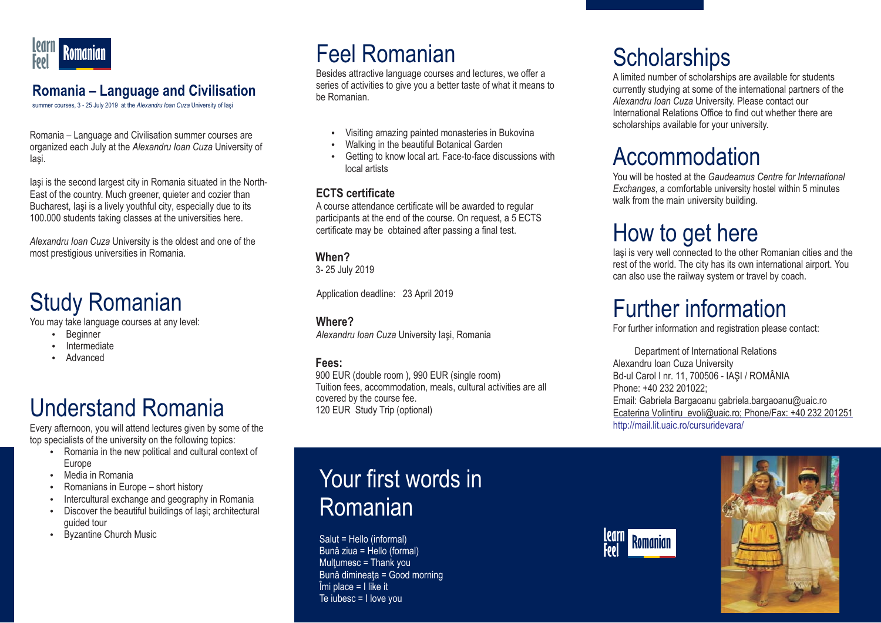Learn Feel Romanian

## Romania – Language and Civilisation

summer courses, 3 - 25 July 2019 at the *Alexandru Ioan Cuza* University of Iaşi

Romania – Language and Civilisation summer courses are organized each July at the *Alexandru Ioan Cuza* University of Iaşi.

Iaşi is the second largest city in Romania situated in the North-East of the country. Much greener, quieter and cozier than Bucharest, Iaşi is a lively youthful city, especially due to its 100.000 students taking classes at the universities here.

*Alexandru Ioan Cuza* University is the oldest and one of the most prestigious universities in Romania.

# Study Romanian

You may take language courses at any level:

- Beginner
- Intermediate
- Advanced

# Understand Romania

Every afternoon, you will attend lectures given by some of the top specialists of the university on the following topics:

- Romania in the new political and cultural context of Europe
- Media in Romania
- Romanians in Europe – short history
- Intercultural exchange and geography in Romania
- Discover the beautiful buildings of Iaşi; architectural guided tour
- Byzantine Church Music

# Feel Romanian

Besides attractive language courses and lectures, we offer a series of activities to give you a better taste of what it means to be Romanian.

- Visiting amazing painted monasteries in Bukovina
- Walking in the beautiful Botanical Garden
- Getting to know local art. Face-to-face discussions with local artists

### ECTS certificate

A course attendance certificate will be awarded to regular participants at the end of the course. On request, a 5 ECTS certificate may be obtained after passing a final test.

### When?

3- 25 July 2019

Application deadline: 23 April 2019

### Where?

*Alexandru Ioan Cuza* University Iaşi, Romania

### Fees:

900 EUR (double room ), 990 EUR (single room)
Tuition fees, accommodation, meals, cultural activities are all covered by the course fee.
120 EUR Study Trip (optional)

# Scholarships

A limited number of scholarships are available for students currently studying at some of the international partners of the *Alexandru Ioan Cuza* University. Please contact our International Relations Office to find out whether there are scholarships available for your university.

# Accommodation

You will be hosted at the *Gaudeamus Centre for International Exchanges*, a comfortable university hostel within 5 minutes walk from the main university building.

# How to get here

Iaşi is very well connected to the other Romanian cities and the rest of the world. The city has its own international airport. You can also use the railway system or travel by coach.

# Further information

For further information and registration please contact:

Department of International Relations
Alexandru Ioan Cuza University
Bd-ul Carol I nr. 11, 700506 - IAŞI / ROMÂNIA
Phone: +40 232 201022;
Email: Gabriela Bargaoanu gabriela.bargaoanu@uaic.ro
Ecaterina Volintiru evoli@uaic.ro; Phone/Fax: +40 232 201251
http://mail.lit.uaic.ro/cursuridevara/

# Your first words in Romanian

Salut = Hello (informal)
Bună ziua = Hello (formal)
Mulţumesc = Thank you
Bună dimineaţa = Good morning
Îmi place = I like it
Te iubesc = I love you

Learn Feel Romanian